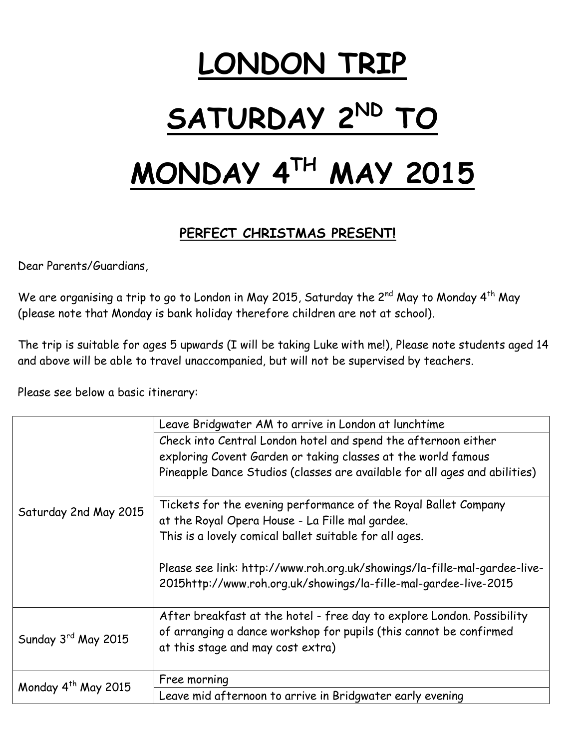# LONDON TRIP

# SATURDAY 2$^{ND}$ TO

# MONDAY 4$^{TH}$ MAY 2015

## PERFECT CHRISTMAS PRESENT!

Dear Parents/Guardians,

We are organising a trip to go to London in May 2015, Saturday the 2$^{nd}$ May to Monday 4$^{th}$ May (please note that Monday is bank holiday therefore children are not at school).

The trip is suitable for ages 5 upwards (I will be taking Luke with me!), Please note students aged 14 and above will be able to travel unaccompanied, but will not be supervised by teachers.

Please see below a basic itinerary:

| | |
|---|---|
| Saturday 2nd May 2015 | Leave Bridgwater AM to arrive in London at lunchtime |
| | Check into Central London hotel and spend the afternoon either exploring Covent Garden or taking classes at the world famous Pineapple Dance Studios (classes are available for all ages and abilities)<br><br>Tickets for the evening performance of the Royal Ballet Company at the Royal Opera House - La Fille mal gardee. This is a lovely comical ballet suitable for all ages.<br><br>Please see link: http://www.roh.org.uk/showings/la-fille-mal-gardee-live-2015http://www.roh.org.uk/showings/la-fille-mal-gardee-live-2015 |
| Sunday 3$^{rd}$ May 2015 | After breakfast at the hotel - free day to explore London. Possibility of arranging a dance workshop for pupils (this cannot be confirmed at this stage and may cost extra) |
| Monday 4$^{th}$ May 2015 | Free morning |
| | Leave mid afternoon to arrive in Bridgwater early evening |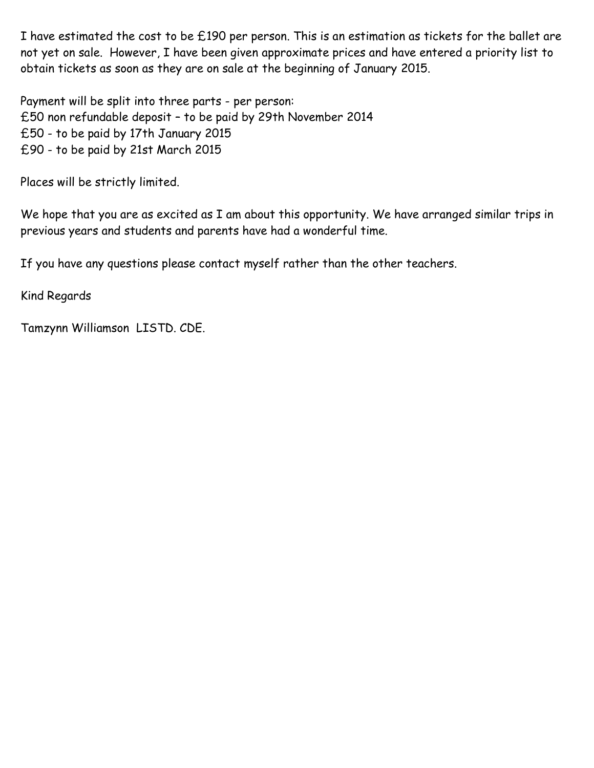I have estimated the cost to be £190 per person. This is an estimation as tickets for the ballet are not yet on sale.  However, I have been given approximate prices and have entered a priority list to obtain tickets as soon as they are on sale at the beginning of January 2015.

Payment will be split into three parts - per person:
£50 non refundable deposit – to be paid by 29th November 2014
£50 - to be paid by 17th January 2015
£90 - to be paid by 21st March 2015

Places will be strictly limited.

We hope that you are as excited as I am about this opportunity. We have arranged similar trips in previous years and students and parents have had a wonderful time.

If you have any questions please contact myself rather than the other teachers.

Kind Regards

Tamzynn Williamson  LISTD. CDE.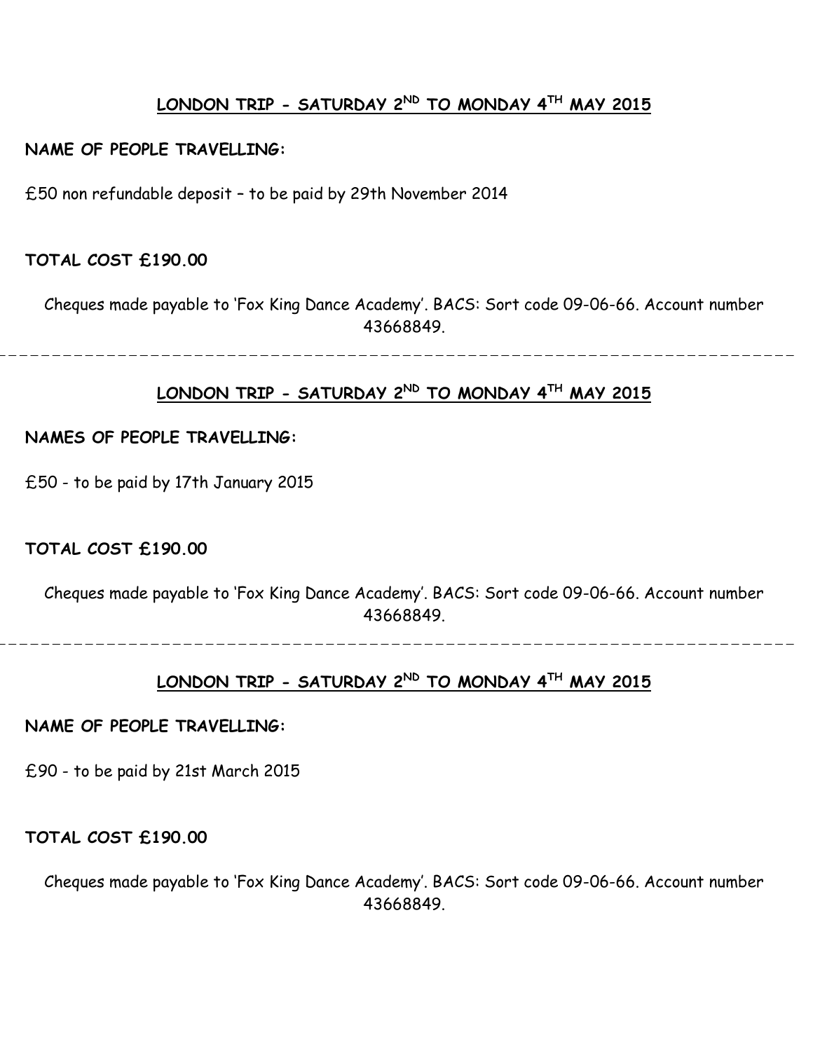## LONDON TRIP - SATURDAY 2ND TO MONDAY 4TH MAY 2015

**NAME OF PEOPLE TRAVELLING:**

£50 non refundable deposit – to be paid by 29th November 2014

**TOTAL COST £190.00**

Cheques made payable to 'Fox King Dance Academy'. BACS: Sort code 09-06-66. Account number 43668849.

---

## LONDON TRIP - SATURDAY 2ND TO MONDAY 4TH MAY 2015

**NAMES OF PEOPLE TRAVELLING:**

£50 - to be paid by 17th January 2015

**TOTAL COST £190.00**

Cheques made payable to 'Fox King Dance Academy'. BACS: Sort code 09-06-66. Account number 43668849.

---

## LONDON TRIP - SATURDAY 2ND TO MONDAY 4TH MAY 2015

**NAME OF PEOPLE TRAVELLING:**

£90 - to be paid by 21st March 2015

**TOTAL COST £190.00**

Cheques made payable to 'Fox King Dance Academy'. BACS: Sort code 09-06-66. Account number 43668849.